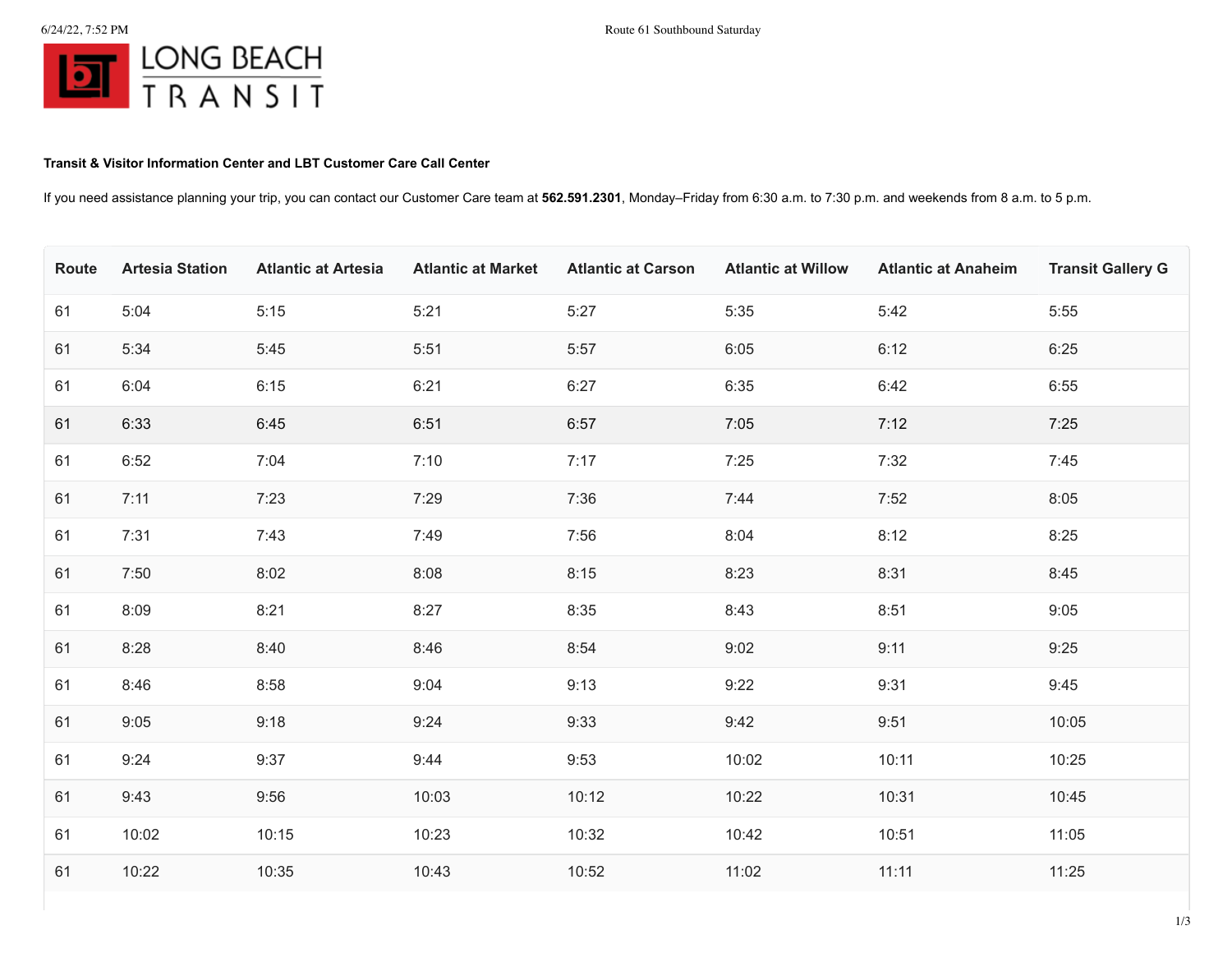LONG BEACH TRANSIT

**Transit & Visitor Information Center and LBT Customer Care Call Center**

If you need assistance planning your trip, you can contact our Customer Care team at **562.591.2301**, Monday–Friday from 6:30 a.m. to 7:30 p.m. and weekends from 8 a.m. to 5 p.m.

| Route | Artesia Station | Atlantic at Artesia | Atlantic at Market | Atlantic at Carson | Atlantic at Willow | Atlantic at Anaheim | Transit Gallery G |
|---|---|---|---|---|---|---|---|
| 61 | 5:04 | 5:15 | 5:21 | 5:27 | 5:35 | 5:42 | 5:55 |
| 61 | 5:34 | 5:45 | 5:51 | 5:57 | 6:05 | 6:12 | 6:25 |
| 61 | 6:04 | 6:15 | 6:21 | 6:27 | 6:35 | 6:42 | 6:55 |
| 61 | 6:33 | 6:45 | 6:51 | 6:57 | 7:05 | 7:12 | 7:25 |
| 61 | 6:52 | 7:04 | 7:10 | 7:17 | 7:25 | 7:32 | 7:45 |
| 61 | 7:11 | 7:23 | 7:29 | 7:36 | 7:44 | 7:52 | 8:05 |
| 61 | 7:31 | 7:43 | 7:49 | 7:56 | 8:04 | 8:12 | 8:25 |
| 61 | 7:50 | 8:02 | 8:08 | 8:15 | 8:23 | 8:31 | 8:45 |
| 61 | 8:09 | 8:21 | 8:27 | 8:35 | 8:43 | 8:51 | 9:05 |
| 61 | 8:28 | 8:40 | 8:46 | 8:54 | 9:02 | 9:11 | 9:25 |
| 61 | 8:46 | 8:58 | 9:04 | 9:13 | 9:22 | 9:31 | 9:45 |
| 61 | 9:05 | 9:18 | 9:24 | 9:33 | 9:42 | 9:51 | 10:05 |
| 61 | 9:24 | 9:37 | 9:44 | 9:53 | 10:02 | 10:11 | 10:25 |
| 61 | 9:43 | 9:56 | 10:03 | 10:12 | 10:22 | 10:31 | 10:45 |
| 61 | 10:02 | 10:15 | 10:23 | 10:32 | 10:42 | 10:51 | 11:05 |
| 61 | 10:22 | 10:35 | 10:43 | 10:52 | 11:02 | 11:11 | 11:25 |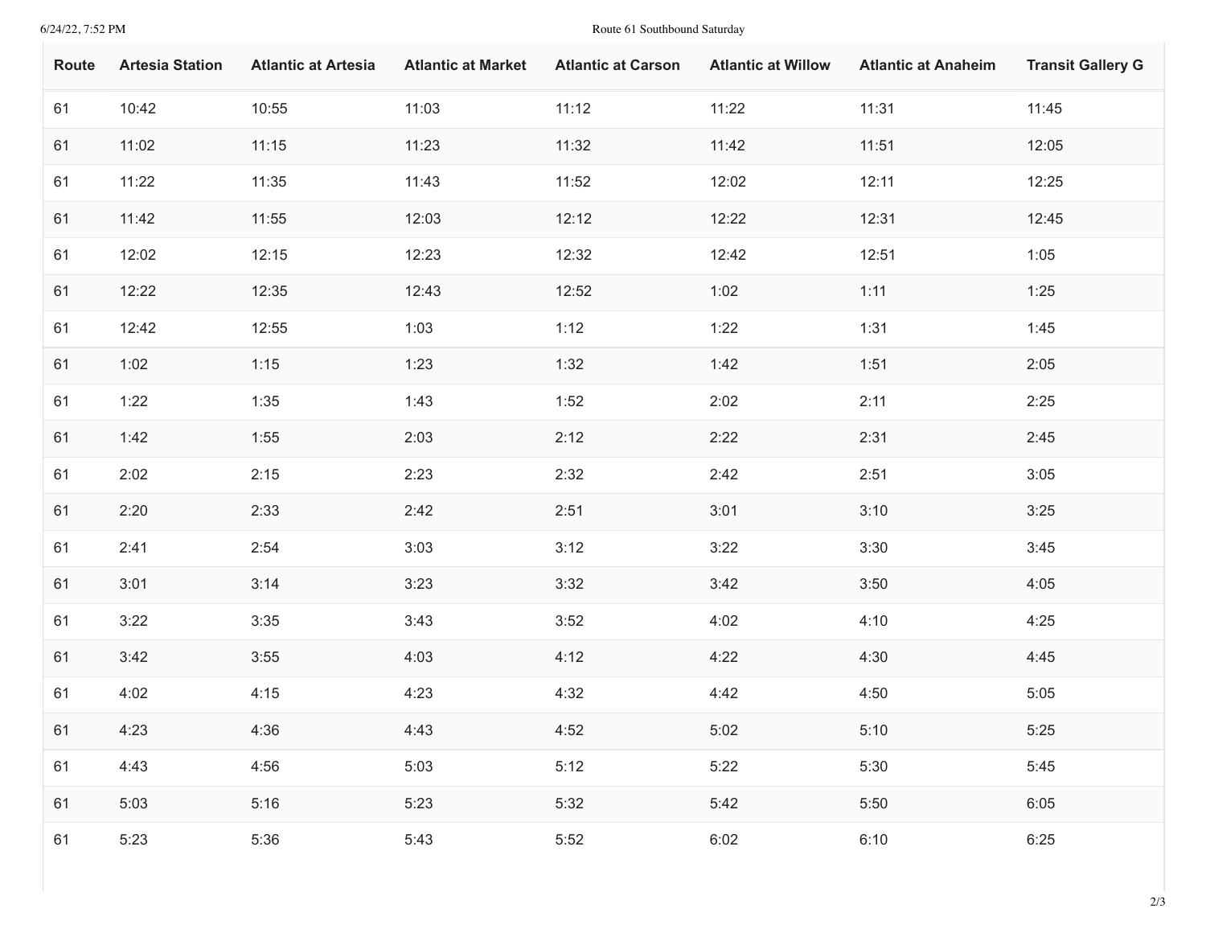| Route | Artesia Station | Atlantic at Artesia | Atlantic at Market | Atlantic at Carson | Atlantic at Willow | Atlantic at Anaheim | Transit Gallery G |
|---|---|---|---|---|---|---|---|
| 61 | 10:42 | 10:55 | 11:03 | 11:12 | 11:22 | 11:31 | 11:45 |
| 61 | 11:02 | 11:15 | 11:23 | 11:32 | 11:42 | 11:51 | 12:05 |
| 61 | 11:22 | 11:35 | 11:43 | 11:52 | 12:02 | 12:11 | 12:25 |
| 61 | 11:42 | 11:55 | 12:03 | 12:12 | 12:22 | 12:31 | 12:45 |
| 61 | 12:02 | 12:15 | 12:23 | 12:32 | 12:42 | 12:51 | 1:05 |
| 61 | 12:22 | 12:35 | 12:43 | 12:52 | 1:02 | 1:11 | 1:25 |
| 61 | 12:42 | 12:55 | 1:03 | 1:12 | 1:22 | 1:31 | 1:45 |
| 61 | 1:02 | 1:15 | 1:23 | 1:32 | 1:42 | 1:51 | 2:05 |
| 61 | 1:22 | 1:35 | 1:43 | 1:52 | 2:02 | 2:11 | 2:25 |
| 61 | 1:42 | 1:55 | 2:03 | 2:12 | 2:22 | 2:31 | 2:45 |
| 61 | 2:02 | 2:15 | 2:23 | 2:32 | 2:42 | 2:51 | 3:05 |
| 61 | 2:20 | 2:33 | 2:42 | 2:51 | 3:01 | 3:10 | 3:25 |
| 61 | 2:41 | 2:54 | 3:03 | 3:12 | 3:22 | 3:30 | 3:45 |
| 61 | 3:01 | 3:14 | 3:23 | 3:32 | 3:42 | 3:50 | 4:05 |
| 61 | 3:22 | 3:35 | 3:43 | 3:52 | 4:02 | 4:10 | 4:25 |
| 61 | 3:42 | 3:55 | 4:03 | 4:12 | 4:22 | 4:30 | 4:45 |
| 61 | 4:02 | 4:15 | 4:23 | 4:32 | 4:42 | 4:50 | 5:05 |
| 61 | 4:23 | 4:36 | 4:43 | 4:52 | 5:02 | 5:10 | 5:25 |
| 61 | 4:43 | 4:56 | 5:03 | 5:12 | 5:22 | 5:30 | 5:45 |
| 61 | 5:03 | 5:16 | 5:23 | 5:32 | 5:42 | 5:50 | 6:05 |
| 61 | 5:23 | 5:36 | 5:43 | 5:52 | 6:02 | 6:10 | 6:25 |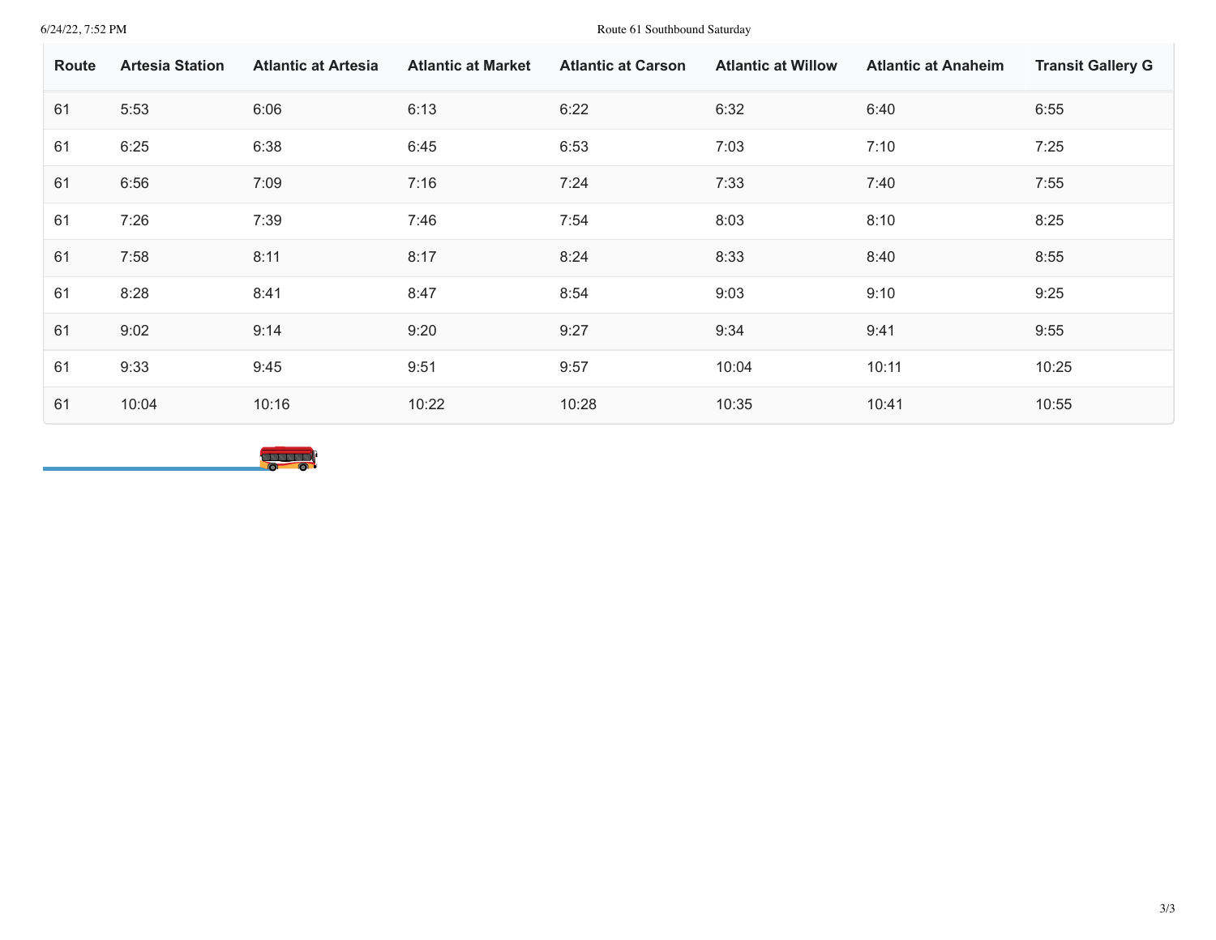| Route | Artesia Station | Atlantic at Artesia | Atlantic at Market | Atlantic at Carson | Atlantic at Willow | Atlantic at Anaheim | Transit Gallery G |
|---|---|---|---|---|---|---|---|
| 61 | 5:53 | 6:06 | 6:13 | 6:22 | 6:32 | 6:40 | 6:55 |
| 61 | 6:25 | 6:38 | 6:45 | 6:53 | 7:03 | 7:10 | 7:25 |
| 61 | 6:56 | 7:09 | 7:16 | 7:24 | 7:33 | 7:40 | 7:55 |
| 61 | 7:26 | 7:39 | 7:46 | 7:54 | 8:03 | 8:10 | 8:25 |
| 61 | 7:58 | 8:11 | 8:17 | 8:24 | 8:33 | 8:40 | 8:55 |
| 61 | 8:28 | 8:41 | 8:47 | 8:54 | 9:03 | 9:10 | 9:25 |
| 61 | 9:02 | 9:14 | 9:20 | 9:27 | 9:34 | 9:41 | 9:55 |
| 61 | 9:33 | 9:45 | 9:51 | 9:57 | 10:04 | 10:11 | 10:25 |
| 61 | 10:04 | 10:16 | 10:22 | 10:28 | 10:35 | 10:41 | 10:55 |